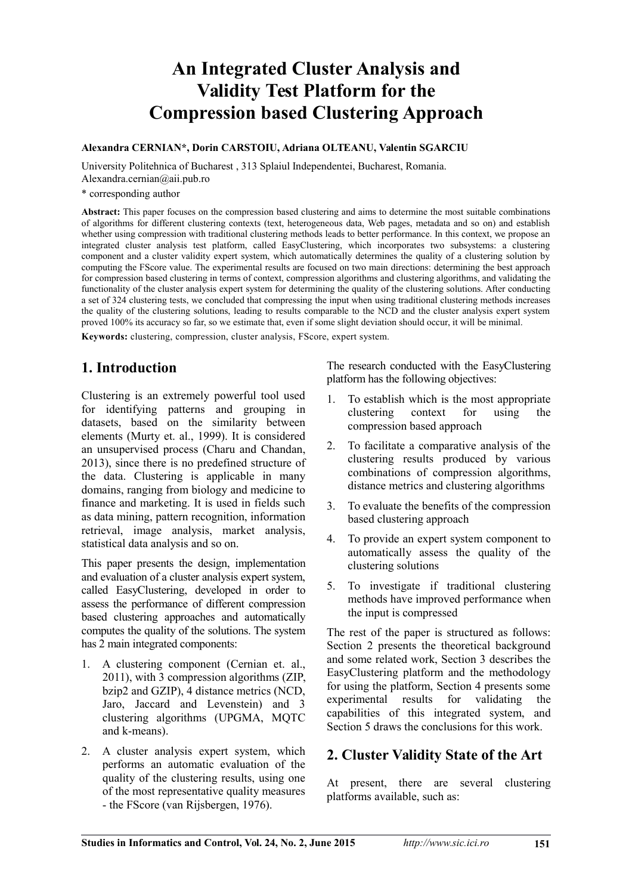# An Integrated Cluster Analysis and Validity Test Platform for the Compression based Clustering Approach

**Alexandra CERNIAN\*, Dorin CARSTOIU, Adriana OLTEANU, Valentin SGARCIU**

University Politehnica of Bucharest , 313 Splaiul Independentei, Bucharest, Romania.
Alexandra.cernian@aii.pub.ro

\* corresponding author

**Abstract:** This paper focuses on the compression based clustering and aims to determine the most suitable combinations of algorithms for different clustering contexts (text, heterogeneous data, Web pages, metadata and so on) and establish whether using compression with traditional clustering methods leads to better performance. In this context, we propose an integrated cluster analysis test platform, called EasyClustering, which incorporates two subsystems: a clustering component and a cluster validity expert system, which automatically determines the quality of a clustering solution by computing the FScore value. The experimental results are focused on two main directions: determining the best approach for compression based clustering in terms of context, compression algorithms and clustering algorithms, and validating the functionality of the cluster analysis expert system for determining the quality of the clustering solutions. After conducting a set of 324 clustering tests, we concluded that compressing the input when using traditional clustering methods increases the quality of the clustering solutions, leading to results comparable to the NCD and the cluster analysis expert system proved 100% its accuracy so far, so we estimate that, even if some slight deviation should occur, it will be minimal.

**Keywords:** clustering, compression, cluster analysis, FScore, expert system.

## 1. Introduction

Clustering is an extremely powerful tool used for identifying patterns and grouping in datasets, based on the similarity between elements (Murty et. al., 1999). It is considered an unsupervised process (Charu and Chandan, 2013), since there is no predefined structure of the data. Clustering is applicable in many domains, ranging from biology and medicine to finance and marketing. It is used in fields such as data mining, pattern recognition, information retrieval, image analysis, market analysis, statistical data analysis and so on.

This paper presents the design, implementation and evaluation of a cluster analysis expert system, called EasyClustering, developed in order to assess the performance of different compression based clustering approaches and automatically computes the quality of the solutions. The system has 2 main integrated components:

1. A clustering component (Cernian et. al., 2011), with 3 compression algorithms (ZIP, bzip2 and GZIP), 4 distance metrics (NCD, Jaro, Jaccard and Levenstein) and 3 clustering algorithms (UPGMA, MQTC and k-means).
2. A cluster analysis expert system, which performs an automatic evaluation of the quality of the clustering results, using one of the most representative quality measures - the FScore (van Rijsbergen, 1976).

The research conducted with the EasyClustering platform has the following objectives:

1. To establish which is the most appropriate clustering context for using the compression based approach
2. To facilitate a comparative analysis of the clustering results produced by various combinations of compression algorithms, distance metrics and clustering algorithms
3. To evaluate the benefits of the compression based clustering approach
4. To provide an expert system component to automatically assess the quality of the clustering solutions
5. To investigate if traditional clustering methods have improved performance when the input is compressed

The rest of the paper is structured as follows: Section 2 presents the theoretical background and some related work, Section 3 describes the EasyClustering platform and the methodology for using the platform, Section 4 presents some experimental results for validating the capabilities of this integrated system, and Section 5 draws the conclusions for this work.

## 2. Cluster Validity State of the Art

At present, there are several clustering platforms available, such as: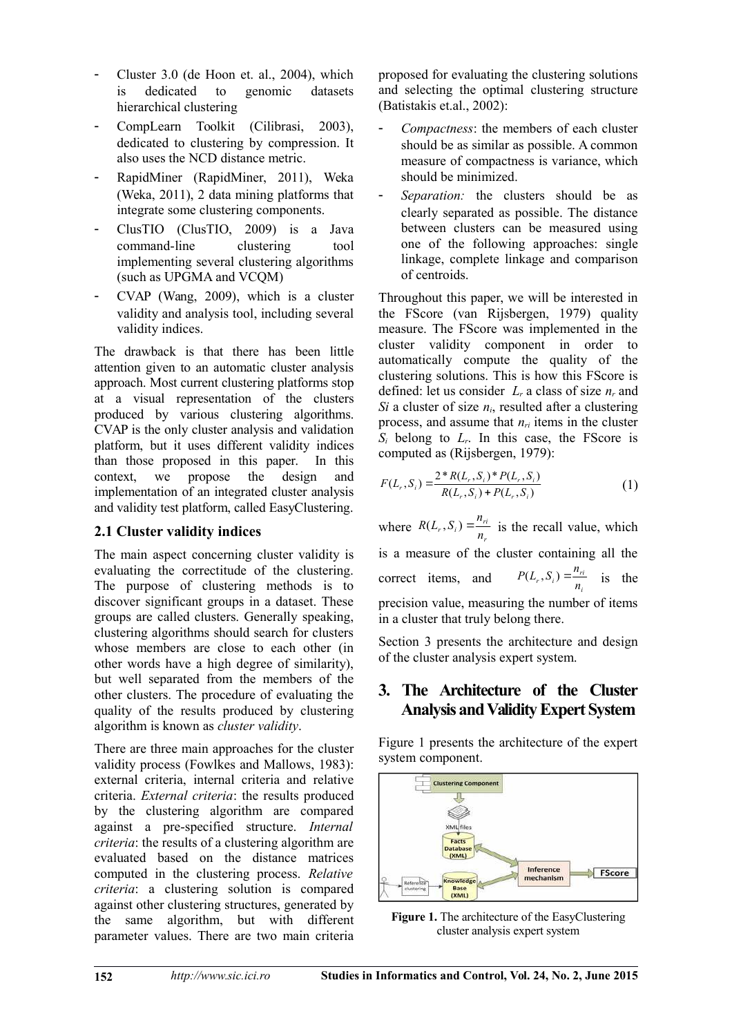- Cluster 3.0 (de Hoon et. al., 2004), which is dedicated to genomic datasets hierarchical clustering
- CompLearn Toolkit (Cilibrasi, 2003), dedicated to clustering by compression. It also uses the NCD distance metric.
- RapidMiner (RapidMiner, 2011), Weka (Weka, 2011), 2 data mining platforms that integrate some clustering components.
- ClusTIO (ClusTIO, 2009) is a Java command-line clustering tool implementing several clustering algorithms (such as UPGMA and VCQM)
- CVAP (Wang, 2009), which is a cluster validity and analysis tool, including several validity indices.

The drawback is that there has been little attention given to an automatic cluster analysis approach. Most current clustering platforms stop at a visual representation of the clusters produced by various clustering algorithms. CVAP is the only cluster analysis and validation platform, but it uses different validity indices than those proposed in this paper. In this context, we propose the design and implementation of an integrated cluster analysis and validity test platform, called EasyClustering.

## 2.1 Cluster validity indices

The main aspect concerning cluster validity is evaluating the correctitude of the clustering. The purpose of clustering methods is to discover significant groups in a dataset. These groups are called clusters. Generally speaking, clustering algorithms should search for clusters whose members are close to each other (in other words have a high degree of similarity), but well separated from the members of the other clusters. The procedure of evaluating the quality of the results produced by clustering algorithm is known as *cluster validity*.

There are three main approaches for the cluster validity process (Fowlkes and Mallows, 1983): external criteria, internal criteria and relative criteria. *External criteria*: the results produced by the clustering algorithm are compared against a pre-specified structure. *Internal criteria*: the results of a clustering algorithm are evaluated based on the distance matrices computed in the clustering process. *Relative criteria*: a clustering solution is compared against other clustering structures, generated by the same algorithm, but with different parameter values. There are two main criteria proposed for evaluating the clustering solutions and selecting the optimal clustering structure (Batistakis et.al., 2002):

- *Compactness*: the members of each cluster should be as similar as possible. A common measure of compactness is variance, which should be minimized.
- *Separation:* the clusters should be as clearly separated as possible. The distance between clusters can be measured using one of the following approaches: single linkage, complete linkage and comparison of centroids.

Throughout this paper, we will be interested in the FScore (van Rijsbergen, 1979) quality measure. The FScore was implemented in the cluster validity component in order to automatically compute the quality of the clustering solutions. This is how this FScore is defined: let us consider $L_r$ a class of size $n_r$ and $S_i$ a cluster of size $n_i$, resulted after a clustering process, and assume that $n_{ri}$ items in the cluster $S_i$ belong to $L_r$. In this case, the FScore is computed as (Rijsbergen, 1979):

$$F(L_r, S_i) = \frac{2 * R(L_r, S_i) * P(L_r, S_i)}{R(L_r, S_i) + P(L_r, S_i)} \tag{1}$$

where $R(L_r, S_i) = \frac{n_{ri}}{n_r}$ is the recall value, which is a measure of the cluster containing all the correct items, and $P(L_r, S_i) = \frac{n_{ri}}{n_i}$ is the precision value, measuring the number of items in a cluster that truly belong there.

Section 3 presents the architecture and design of the cluster analysis expert system.

# 3. The Architecture of the Cluster Analysis and Validity Expert System

Figure 1 presents the architecture of the expert system component.

**Figure 1.** The architecture of the EasyClustering cluster analysis expert system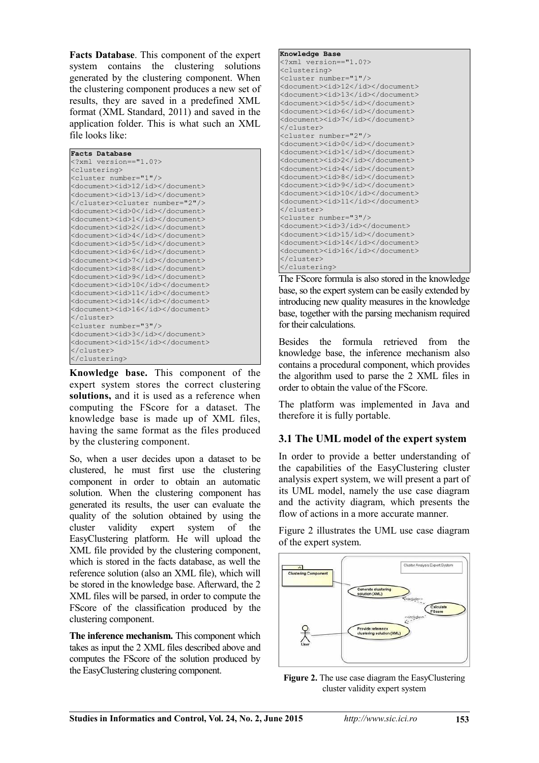**Facts Database**. This component of the expert system contains the clustering solutions generated by the clustering component. When the clustering component produces a new set of results, they are saved in a predefined XML format (XML Standard, 2011) and saved in the application folder. This is what such an XML file looks like:

```
Facts Database
<?xml version=="1.0?>
<clustering>
<cluster number="1"/>
<document><id>12</id></document>
<document><id>13</id></document>
</cluster><cluster number="2"/>
<document><id>0</id></document>
<document><id>1</id></document>
<document><id>2</id></document>
<document><id>4</id></document>
<document><id>5</id></document>
<document><id>6</id></document>
<document><id>7</id></document>
<document><id>8</id></document>
<document><id>9</id></document>
<document><id>10</id></document>
<document><id>11</id></document>
<document><id>14</id></document>
<document><id>16</id></document>
</cluster>
<cluster number="3"/>
<document><id>3</id></document>
<document><id>15</id></document>
</cluster>
</clustering>
```

**Knowledge base.** This component of the expert system stores the correct clustering **solutions,** and it is used as a reference when computing the FScore for a dataset. The knowledge base is made up of XML files, having the same format as the files produced by the clustering component.

So, when a user decides upon a dataset to be clustered, he must first use the clustering component in order to obtain an automatic solution. When the clustering component has generated its results, the user can evaluate the quality of the solution obtained by using the cluster validity expert system of the EasyClustering platform. He will upload the XML file provided by the clustering component, which is stored in the facts database, as well the reference solution (also an XML file), which will be stored in the knowledge base. Afterward, the 2 XML files will be parsed, in order to compute the FScore of the classification produced by the clustering component.

**The inference mechanism.** This component which takes as input the 2 XML files described above and computes the FScore of the solution produced by the EasyClustering clustering component.

```
Knowledge Base
<?xml version=="1.0?>
<clustering>
<cluster number="1"/>
<document><id>12</id></document>
<document><id>13</id></document>
<document><id>5</id></document>
<document><id>6</id></document>
<document><id>7</id></document>
</cluster>
<cluster number="2"/>
<document><id>0</id></document>
<document><id>1</id></document>
<document><id>2</id></document>
<document><id>4</id></document>
<document><id>8</id></document>
<document><id>9</id></document>
<document><id>10</id></document>
<document><id>11</id></document>
</cluster>
<cluster number="3"/>
<document><id>3/id></document>
<document><id>15</id></document>
<document><id>14</id></document>
<document><id>16</id></document>
</cluster>
</clustering>
```

The FScore formula is also stored in the knowledge base, so the expert system can be easily extended by introducing new quality measures in the knowledge base, together with the parsing mechanism required for their calculations.

Besides the formula retrieved from the knowledge base, the inference mechanism also contains a procedural component, which provides the algorithm used to parse the 2 XML files in order to obtain the value of the FScore.

The platform was implemented in Java and therefore it is fully portable.

### 3.1 The UML model of the expert system

In order to provide a better understanding of the capabilities of the EasyClustering cluster analysis expert system, we will present a part of its UML model, namely the use case diagram and the activity diagram, which presents the flow of actions in a more accurate manner.

Figure 2 illustrates the UML use case diagram of the expert system.

**Figure 2.** The use case diagram the EasyClustering cluster validity expert system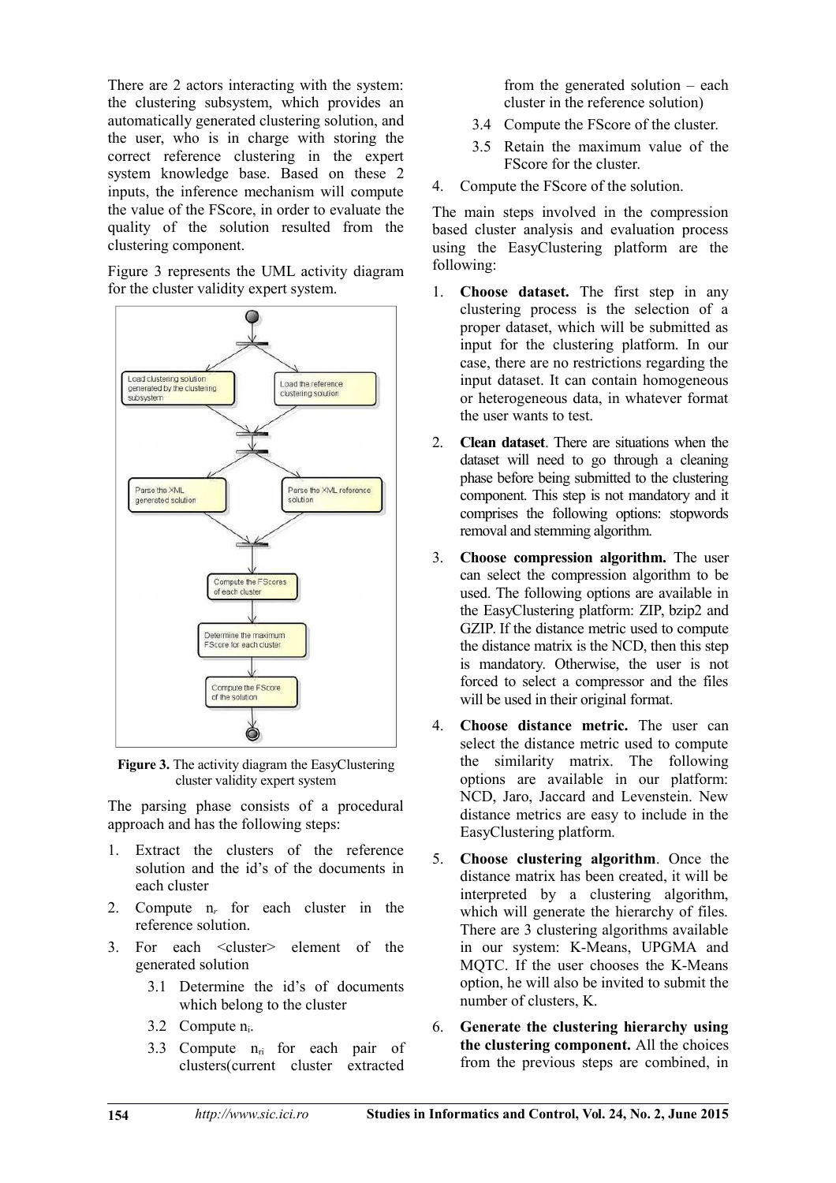There are 2 actors interacting with the system: the clustering subsystem, which provides an automatically generated clustering solution, and the user, who is in charge with storing the correct reference clustering in the expert system knowledge base. Based on these 2 inputs, the inference mechanism will compute the value of the FScore, in order to evaluate the quality of the solution resulted from the clustering component.

Figure 3 represents the UML activity diagram for the cluster validity expert system.

**Figure 3.** The activity diagram the EasyClustering cluster validity expert system

The parsing phase consists of a procedural approach and has the following steps:

1. Extract the clusters of the reference solution and the id's of the documents in each cluster
2. Compute $n_r$ for each cluster in the reference solution.
3. For each <cluster> element of the generated solution
   - 3.1 Determine the id's of documents which belong to the cluster
   - 3.2 Compute $n_i$.
   - 3.3 Compute $n_{ri}$ for each pair of clusters(current cluster extracted from the generated solution – each cluster in the reference solution)
   - 3.4 Compute the FScore of the cluster.
   - 3.5 Retain the maximum value of the FScore for the cluster.
4. Compute the FScore of the solution.

The main steps involved in the compression based cluster analysis and evaluation process using the EasyClustering platform are the following:

1. **Choose dataset.** The first step in any clustering process is the selection of a proper dataset, which will be submitted as input for the clustering platform. In our case, there are no restrictions regarding the input dataset. It can contain homogeneous or heterogeneous data, in whatever format the user wants to test.
2. **Clean dataset**. There are situations when the dataset will need to go through a cleaning phase before being submitted to the clustering component. This step is not mandatory and it comprises the following options: stopwords removal and stemming algorithm.
3. **Choose compression algorithm.** The user can select the compression algorithm to be used. The following options are available in the EasyClustering platform: ZIP, bzip2 and GZIP. If the distance metric used to compute the distance matrix is the NCD, then this step is mandatory. Otherwise, the user is not forced to select a compressor and the files will be used in their original format.
4. **Choose distance metric.** The user can select the distance metric used to compute the similarity matrix. The following options are available in our platform: NCD, Jaro, Jaccard and Levenstein. New distance metrics are easy to include in the EasyClustering platform.
5. **Choose clustering algorithm**. Once the distance matrix has been created, it will be interpreted by a clustering algorithm, which will generate the hierarchy of files. There are 3 clustering algorithms available in our system: K-Means, UPGMA and MQTC. If the user chooses the K-Means option, he will also be invited to submit the number of clusters, K.
6. **Generate the clustering hierarchy using the clustering component.** All the choices from the previous steps are combined, in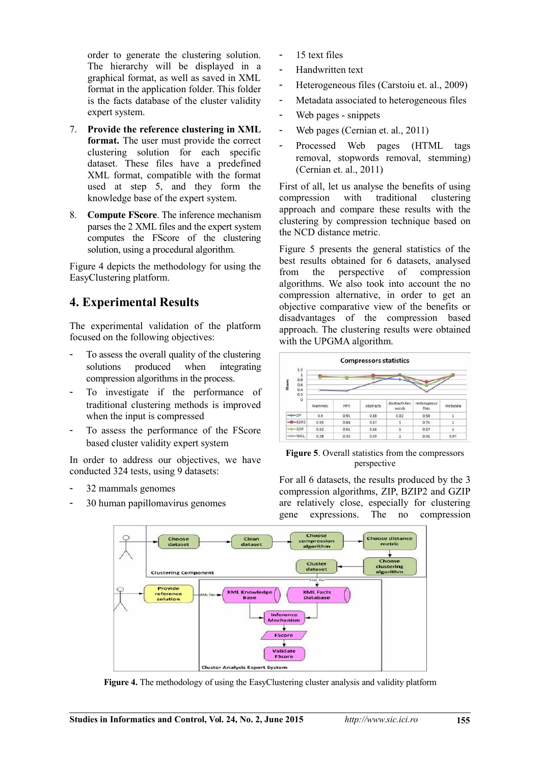order to generate the clustering solution. The hierarchy will be displayed in a graphical format, as well as saved in XML format in the application folder. This folder is the facts database of the cluster validity expert system.

7. **Provide the reference clustering in XML format.** The user must provide the correct clustering solution for each specific dataset. These files have a predefined XML format, compatible with the format used at step 5, and they form the knowledge base of the expert system.

8. **Compute FScore**. The inference mechanism parses the 2 XML files and the expert system computes the FScore of the clustering solution, using a procedural algorithm.

Figure 4 depicts the methodology for using the EasyClustering platform.

## 4. Experimental Results

The experimental validation of the platform focused on the following objectives:

- To assess the overall quality of the clustering solutions produced when integrating compression algorithms in the process.
- To investigate if the performance of traditional clustering methods is improved when the input is compressed
- To assess the performance of the FScore based cluster validity expert system

In order to address our objectives, we have conducted 324 tests, using 9 datasets:

- 32 mammals genomes
- 30 human papillomavirus genomes
- 15 text files
- Handwritten text
- Heterogeneous files (Carstoiu et. al., 2009)
- Metadata associated to heterogeneous files
- Web pages - snippets
- Web pages (Cernian et. al., 2011)
- Processed Web pages (HTML tags removal, stopwords removal, stemming) (Cernian et. al., 2011)

First of all, let us analyse the benefits of using compression with traditional clustering approach and compare these results with the clustering by compression technique based on the NCD distance metric.

Figure 5 presents the general statistics of the best results obtained for 6 datasets, analysed from the perspective of compression algorithms. We also took into account the no compression alternative, in order to get an objective comparative view of the benefits or disadvantages of the compression based approach. The clustering results were obtained with the UPGMA algorithm.

Compressors statistics

| | Mammals | HPV | Abstracts | Abstract+Key words | Heterogeous files | Metadata |
|---|---|---|---|---|---|---|
| ZIP | 0.9 | 0.91 | 0.88 | 0.82 | 0.58 | 1 |
| BZIP2 | 0.95 | 0.89 | 0.97 | 1 | 0.71 | 1 |
| GZIP | 0.92 | 0.91 | 0.88 | 1 | 0.57 | 1 |
| NULL | 0.38 | 0.35 | 0.59 | 1 | 0.31 | 0.97 |

**Figure 5**. Overall statistics from the compressors perspective

For all 6 datasets, the results produced by the 3 compression algorithms, ZIP, BZIP2 and GZIP are relatively close, especially for clustering gene expressions. The no compression

**Figure 4.** The methodology of using the EasyClustering cluster analysis and validity platform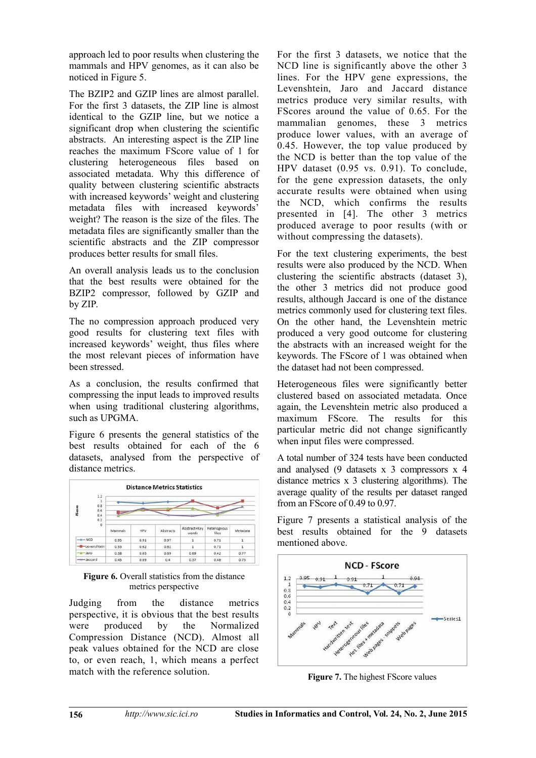approach led to poor results when clustering the mammals and HPV genomes, as it can also be noticed in Figure 5.

The BZIP2 and GZIP lines are almost parallel. For the first 3 datasets, the ZIP line is almost identical to the GZIP line, but we notice a significant drop when clustering the scientific abstracts. An interesting aspect is the ZIP line reaches the maximum FScore value of 1 for clustering heterogeneous files based on associated metadata. Why this difference of quality between clustering scientific abstracts with increased keywords' weight and clustering metadata files with increased keywords' weight? The reason is the size of the files. The metadata files are significantly smaller than the scientific abstracts and the ZIP compressor produces better results for small files.

An overall analysis leads us to the conclusion that the best results were obtained for the BZIP2 compressor, followed by GZIP and by ZIP.

The no compression approach produced very good results for clustering text files with increased keywords' weight, thus files where the most relevant pieces of information have been stressed.

As a conclusion, the results confirmed that compressing the input leads to improved results when using traditional clustering algorithms, such as UPGMA.

Figure 6 presents the general statistics of the best results obtained for each of the 6 datasets, analysed from the perspective of distance metrics.

Distance Metrics Statistics

| | Mammals | HPV | Abstracts | Abstract+Key words | Heterogeous files | Metadata |
|---|---|---|---|---|---|---|
| NCD | 0.95 | 0.91 | 0.97 | 1 | 0.71 | 1 |
| Levenshtein | 0.53 | 0.62 | 0.62 | 1 | 0.71 | 1 |
| Jaro | 0.38 | 0.65 | 0.69 | 0.69 | 0.42 | 0.77 |
| Jaccard | 0.45 | 0.69 | 0.4 | 0.37 | 0.48 | 0.73 |

**Figure 6.** Overall statistics from the distance metrics perspective

Judging from the distance metrics perspective, it is obvious that the best results were produced by the Normalized Compression Distance (NCD). Almost all peak values obtained for the NCD are close to, or even reach, 1, which means a perfect match with the reference solution.

For the first 3 datasets, we notice that the NCD line is significantly above the other 3 lines. For the HPV gene expressions, the Levenshtein, Jaro and Jaccard distance metrics produce very similar results, with FScores around the value of 0.65. For the mammalian genomes, these 3 metrics produce lower values, with an average of 0.45. However, the top value produced by the NCD is better than the top value of the HPV dataset (0.95 vs. 0.91). To conclude, for the gene expression datasets, the only accurate results were obtained when using the NCD, which confirms the results presented in [4]. The other 3 metrics produced average to poor results (with or without compressing the datasets).

For the text clustering experiments, the best results were also produced by the NCD. When clustering the scientific abstracts (dataset 3), the other 3 metrics did not produce good results, although Jaccard is one of the distance metrics commonly used for clustering text files. On the other hand, the Levenshtein metric produced a very good outcome for clustering the abstracts with an increased weight for the keywords. The FScore of 1 was obtained when the dataset had not been compressed.

Heterogeneous files were significantly better clustered based on associated metadata. Once again, the Levenshtein metric also produced a maximum FScore. The results for this particular metric did not change significantly when input files were compressed.

A total number of 324 tests have been conducted and analysed (9 datasets x 3 compressors x 4 distance metrics x 3 clustering algorithms). The average quality of the results per dataset ranged from an FScore of 0.49 to 0.97.

Figure 7 presents a statistical analysis of the best results obtained for the 9 datasets mentioned above.

**Figure 7.** The highest FScore values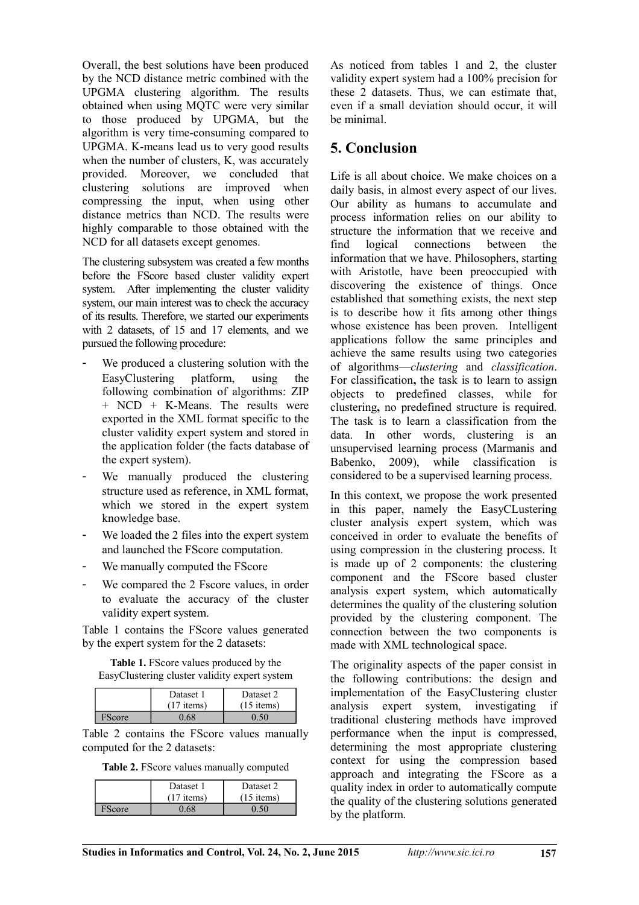Overall, the best solutions have been produced by the NCD distance metric combined with the UPGMA clustering algorithm. The results obtained when using MQTC were very similar to those produced by UPGMA, but the algorithm is very time-consuming compared to UPGMA. K-means lead us to very good results when the number of clusters, K, was accurately provided. Moreover, we concluded that clustering solutions are improved when compressing the input, when using other distance metrics than NCD. The results were highly comparable to those obtained with the NCD for all datasets except genomes.

The clustering subsystem was created a few months before the FScore based cluster validity expert system. After implementing the cluster validity system, our main interest was to check the accuracy of its results. Therefore, we started our experiments with 2 datasets, of 15 and 17 elements, and we pursued the following procedure:

- We produced a clustering solution with the EasyClustering platform, using the following combination of algorithms: ZIP + NCD + K-Means. The results were exported in the XML format specific to the cluster validity expert system and stored in the application folder (the facts database of the expert system).
- We manually produced the clustering structure used as reference, in XML format, which we stored in the expert system knowledge base.
- We loaded the 2 files into the expert system and launched the FScore computation.
- We manually computed the FScore
- We compared the 2 Fscore values, in order to evaluate the accuracy of the cluster validity expert system.

Table 1 contains the FScore values generated by the expert system for the 2 datasets:

**Table 1.** FScore values produced by the EasyClustering cluster validity expert system

| | Dataset 1 (17 items) | Dataset 2 (15 items) |
|---|---|---|
| FScore | 0.68 | 0.50 |

Table 2 contains the FScore values manually computed for the 2 datasets:

**Table 2.** FScore values manually computed

| | Dataset 1 (17 items) | Dataset 2 (15 items) |
|---|---|---|
| FScore | 0.68 | 0.50 |

As noticed from tables 1 and 2, the cluster validity expert system had a 100% precision for these 2 datasets. Thus, we can estimate that, even if a small deviation should occur, it will be minimal.

## 5. Conclusion

Life is all about choice. We make choices on a daily basis, in almost every aspect of our lives. Our ability as humans to accumulate and process information relies on our ability to structure the information that we receive and find logical connections between the information that we have. Philosophers, starting with Aristotle, have been preoccupied with discovering the existence of things. Once established that something exists, the next step is to describe how it fits among other things whose existence has been proven. Intelligent applications follow the same principles and achieve the same results using two categories of algorithms—*clustering* and *classification*. For classification**,** the task is to learn to assign objects to predefined classes, while for clustering**,** no predefined structure is required. The task is to learn a classification from the data. In other words, clustering is an unsupervised learning process (Marmanis and Babenko, 2009), while classification is considered to be a supervised learning process.

In this context, we propose the work presented in this paper, namely the EasyCLustering cluster analysis expert system, which was conceived in order to evaluate the benefits of using compression in the clustering process. It is made up of 2 components: the clustering component and the FScore based cluster analysis expert system, which automatically determines the quality of the clustering solution provided by the clustering component. The connection between the two components is made with XML technological space.

The originality aspects of the paper consist in the following contributions: the design and implementation of the EasyClustering cluster analysis expert system, investigating if traditional clustering methods have improved performance when the input is compressed, determining the most appropriate clustering context for using the compression based approach and integrating the FScore as a quality index in order to automatically compute the quality of the clustering solutions generated by the platform.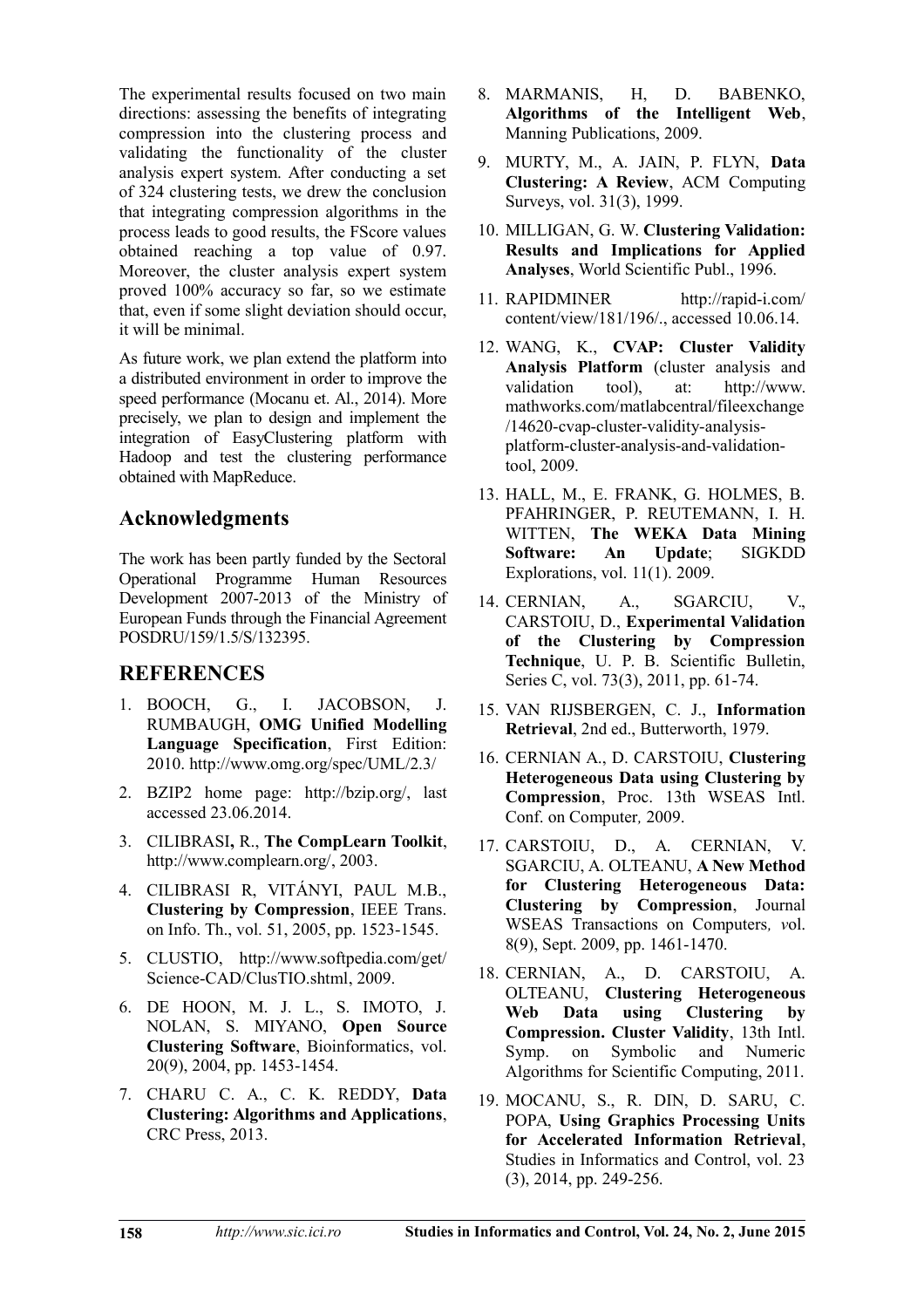The experimental results focused on two main directions: assessing the benefits of integrating compression into the clustering process and validating the functionality of the cluster analysis expert system. After conducting a set of 324 clustering tests, we drew the conclusion that integrating compression algorithms in the process leads to good results, the FScore values obtained reaching a top value of 0.97. Moreover, the cluster analysis expert system proved 100% accuracy so far, so we estimate that, even if some slight deviation should occur, it will be minimal.

As future work, we plan extend the platform into a distributed environment in order to improve the speed performance (Mocanu et. Al., 2014). More precisely, we plan to design and implement the integration of EasyClustering platform with Hadoop and test the clustering performance obtained with MapReduce.

## Acknowledgments

The work has been partly funded by the Sectoral Operational Programme Human Resources Development 2007-2013 of the Ministry of European Funds through the Financial Agreement POSDRU/159/1.5/S/132395.

## REFERENCES

1. BOOCH, G., I. JACOBSON, J. RUMBAUGH, **OMG Unified Modelling Language Specification**, First Edition: 2010. http://www.omg.org/spec/UML/2.3/
2. BZIP2 home page: http://bzip.org/, last accessed 23.06.2014.
3. CILIBRASI, R., **The CompLearn Toolkit**, http://www.complearn.org/, 2003.
4. CILIBRASI R, VITÁNYI, PAUL M.B., **Clustering by Compression**, IEEE Trans. on Info. Th., vol. 51, 2005, pp. 1523-1545.
5. CLUSTIO, http://www.softpedia.com/get/Science-CAD/ClusTIO.shtml, 2009.
6. DE HOON, M. J. L., S. IMOTO, J. NOLAN, S. MIYANO, **Open Source Clustering Software**, Bioinformatics, vol. 20(9), 2004, pp. 1453-1454.
7. CHARU C. A., C. K. REDDY, **Data Clustering: Algorithms and Applications**, CRC Press, 2013.
8. MARMANIS, H, D. BABENKO, **Algorithms of the Intelligent Web**, Manning Publications, 2009.
9. MURTY, M., A. JAIN, P. FLYN, **Data Clustering: A Review**, ACM Computing Surveys, vol. 31(3), 1999.
10. MILLIGAN, G. W. **Clustering Validation: Results and Implications for Applied Analyses**, World Scientific Publ., 1996.
11. RAPIDMINER http://rapid-i.com/content/view/181/196/., accessed 10.06.14.
12. WANG, K., **CVAP: Cluster Validity Analysis Platform** (cluster analysis and validation tool), at: http://www.mathworks.com/matlabcentral/fileexchange/14620-cvap-cluster-validity-analysis-platform-cluster-analysis-and-validation-tool, 2009.
13. HALL, M., E. FRANK, G. HOLMES, B. PFAHRINGER, P. REUTEMANN, I. H. WITTEN, **The WEKA Data Mining Software: An Update**; SIGKDD Explorations, vol. 11(1). 2009.
14. CERNIAN, A., SGARCIU, V., CARSTOIU, D., **Experimental Validation of the Clustering by Compression Technique**, U. P. B. Scientific Bulletin, Series C, vol. 73(3), 2011, pp. 61-74.
15. VAN RIJSBERGEN, C. J., **Information Retrieval**, 2nd ed., Butterworth, 1979.
16. CERNIAN A., D. CARSTOIU, **Clustering Heterogeneous Data using Clustering by Compression**, Proc. 13th WSEAS Intl. Conf. on Computer*,* 2009.
17. CARSTOIU, D., A. CERNIAN, V. SGARCIU, A. OLTEANU, **A New Method for Clustering Heterogeneous Data: Clustering by Compression**, Journal WSEAS Transactions on Computers*, v*ol. 8(9), Sept. 2009, pp. 1461-1470.
18. CERNIAN, A., D. CARSTOIU, A. OLTEANU, **Clustering Heterogeneous Web Data using Clustering by Compression. Cluster Validity**, 13th Intl. Symp. on Symbolic and Numeric Algorithms for Scientific Computing, 2011.
19. MOCANU, S., R. DIN, D. SARU, C. POPA, **Using Graphics Processing Units for Accelerated Information Retrieval**, Studies in Informatics and Control, vol. 23 (3), 2014, pp. 249-256.